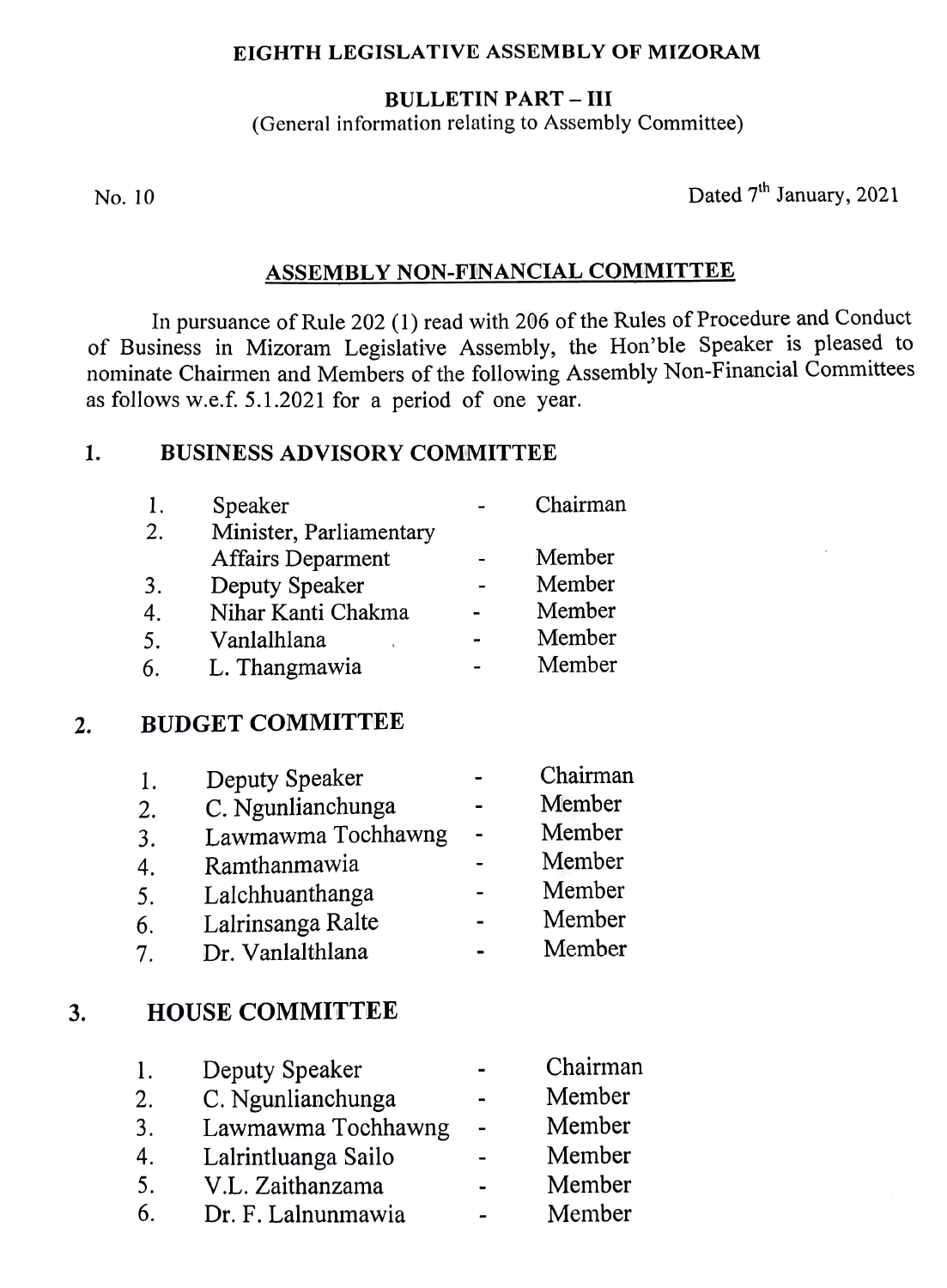**EIGHTH LEGISLATIVE ASSEMBLY OF MIZORAM**

**BULLETIN PART – III**

(General information relating to Assembly Committee)

No. 10 — Dated 7th January, 2021

## ASSEMBLY NON-FINANCIAL COMMITTEE

In pursuance of Rule 202 (1) read with 206 of the Rules of Procedure and Conduct of Business in Mizoram Legislative Assembly, the Hon'ble Speaker is pleased to nominate Chairmen and Members of the following Assembly Non-Financial Committees as follows w.e.f. 5.1.2021 for a period of one year.

### 1. BUSINESS ADVISORY COMMITTEE

| | | | |
|---|---|---|---|
| 1. | Speaker | - | Chairman |
| 2. | Minister, Parliamentary Affairs Deparment | - | Member |
| 3. | Deputy Speaker | - | Member |
| 4. | Nihar Kanti Chakma | - | Member |
| 5. | Vanlalhlana | - | Member |
| 6. | L. Thangmawia | - | Member |

### 2. BUDGET COMMITTEE

| | | | |
|---|---|---|---|
| 1. | Deputy Speaker | - | Chairman |
| 2. | C. Ngunlianchunga | - | Member |
| 3. | Lawmawma Tochhawng | - | Member |
| 4. | Ramthanmawia | - | Member |
| 5. | Lalchhuanthanga | - | Member |
| 6. | Lalrinsanga Ralte | - | Member |
| 7. | Dr. Vanlalthlana | - | Member |

### 3. HOUSE COMMITTEE

| | | | |
|---|---|---|---|
| 1. | Deputy Speaker | - | Chairman |
| 2. | C. Ngunlianchunga | - | Member |
| 3. | Lawmawma Tochhawng | - | Member |
| 4. | Lalrintluanga Sailo | - | Member |
| 5. | V.L. Zaithanzama | - | Member |
| 6. | Dr. F. Lalnunmawia | - | Member |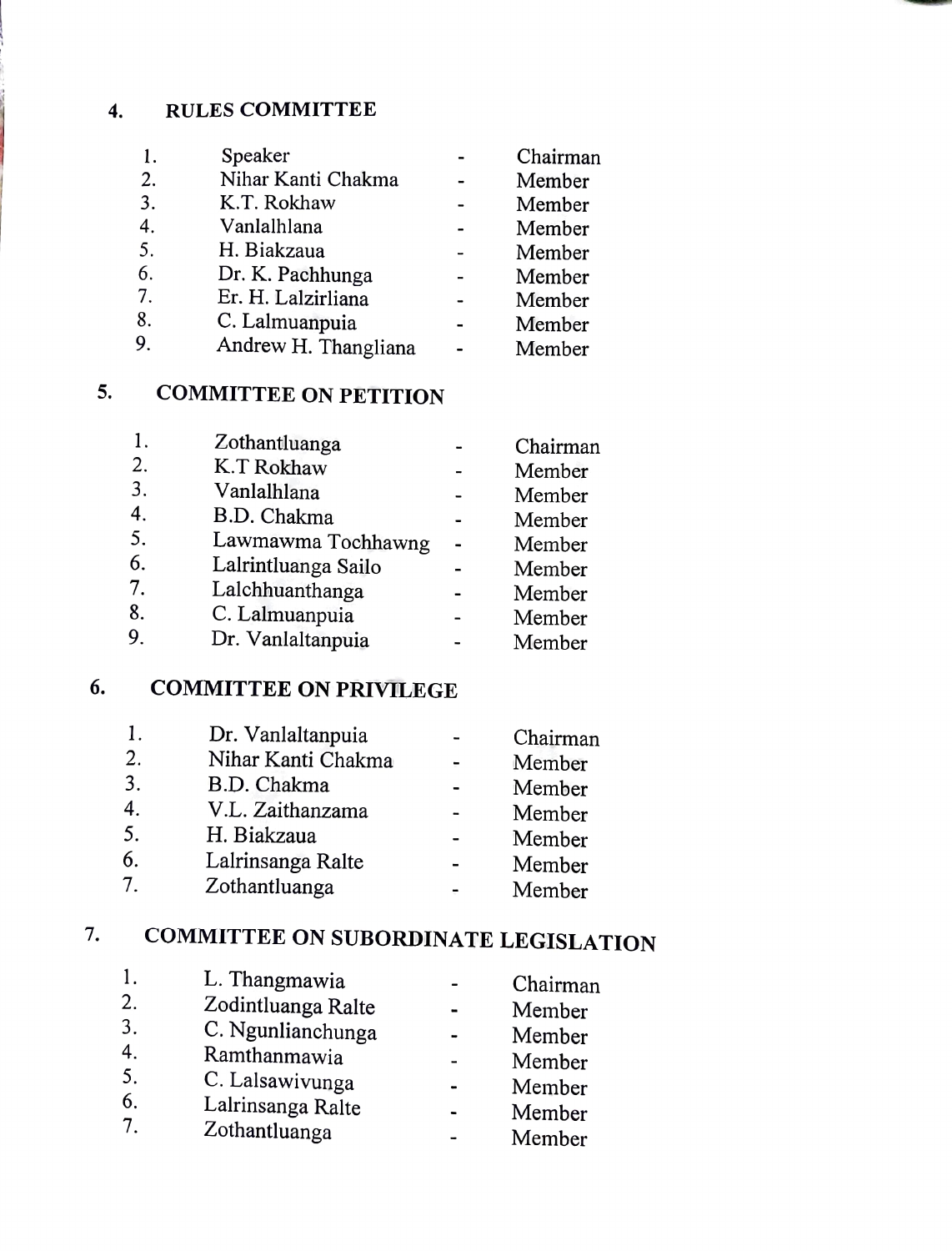## 4. RULES COMMITTEE

| | | | |
|---|---|---|---|
| 1. | Speaker | - | Chairman |
| 2. | Nihar Kanti Chakma | - | Member |
| 3. | K.T. Rokhaw | - | Member |
| 4. | Vanlalhlana | - | Member |
| 5. | H. Biakzaua | - | Member |
| 6. | Dr. K. Pachhunga | - | Member |
| 7. | Er. H. Lalzirliana | - | Member |
| 8. | C. Lalmuanpuia | - | Member |
| 9. | Andrew H. Thangliana | - | Member |

## 5. COMMITTEE ON PETITION

| | | | |
|---|---|---|---|
| 1. | Zothantluanga | - | Chairman |
| 2. | K.T Rokhaw | - | Member |
| 3. | Vanlalhlana | - | Member |
| 4. | B.D. Chakma | - | Member |
| 5. | Lawmawma Tochhawng | - | Member |
| 6. | Lalrintluanga Sailo | - | Member |
| 7. | Lalchhuanthanga | - | Member |
| 8. | C. Lalmuanpuia | - | Member |
| 9. | Dr. Vanlaltanpuia | - | Member |

## 6. COMMITTEE ON PRIVILEGE

| | | | |
|---|---|---|---|
| 1. | Dr. Vanlaltanpuia | - | Chairman |
| 2. | Nihar Kanti Chakma | - | Member |
| 3. | B.D. Chakma | - | Member |
| 4. | V.L. Zaithanzama | - | Member |
| 5. | H. Biakzaua | - | Member |
| 6. | Lalrinsanga Ralte | - | Member |
| 7. | Zothantluanga | - | Member |

## 7. COMMITTEE ON SUBORDINATE LEGISLATION

| | | | |
|---|---|---|---|
| 1. | L. Thangmawia | - | Chairman |
| 2. | Zodintluanga Ralte | - | Member |
| 3. | C. Ngunlianchunga | - | Member |
| 4. | Ramthanmawia | - | Member |
| 5. | C. Lalsawivunga | - | Member |
| 6. | Lalrinsanga Ralte | - | Member |
| 7. | Zothantluanga | - | Member |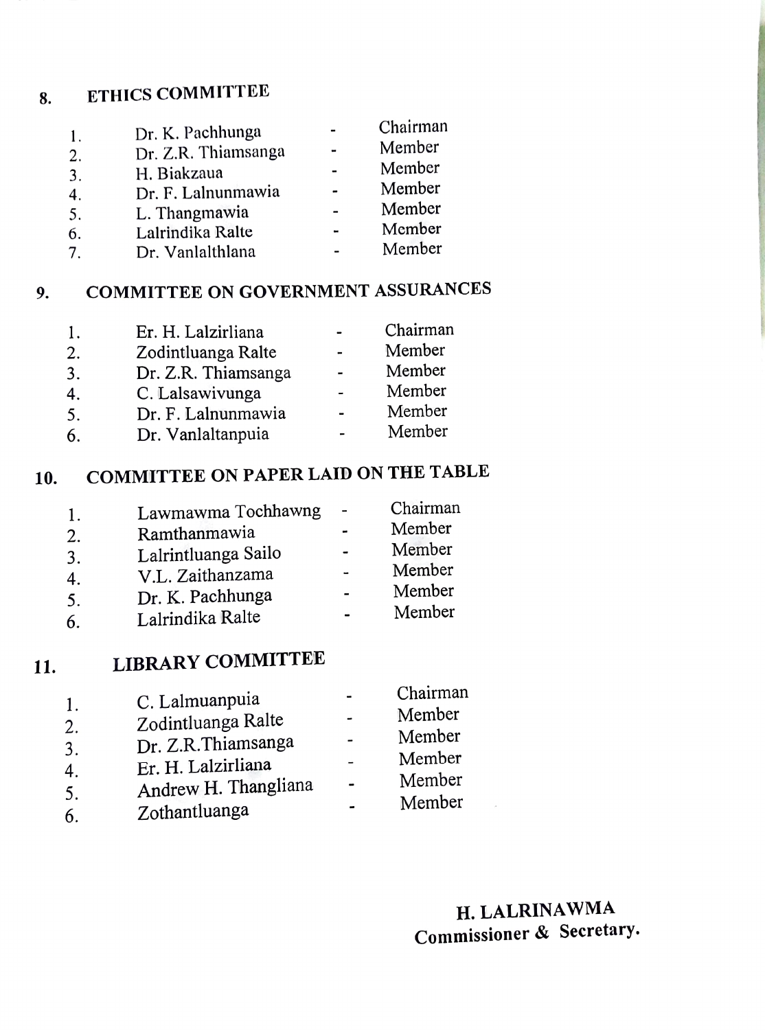## 8. ETHICS COMMITTEE

| | | | |
|---|---|---|---|
| 1. | Dr. K. Pachhunga | - | Chairman |
| 2. | Dr. Z.R. Thiamsanga | - | Member |
| 3. | H. Biakzaua | - | Member |
| 4. | Dr. F. Lalnunmawia | - | Member |
| 5. | L. Thangmawia | - | Member |
| 6. | Lalrindika Ralte | - | Member |
| 7. | Dr. Vanlalthlana | - | Member |

## 9. COMMITTEE ON GOVERNMENT ASSURANCES

| | | | |
|---|---|---|---|
| 1. | Er. H. Lalzirliana | - | Chairman |
| 2. | Zodintluanga Ralte | - | Member |
| 3. | Dr. Z.R. Thiamsanga | - | Member |
| 4. | C. Lalsawivunga | - | Member |
| 5. | Dr. F. Lalnunmawia | - | Member |
| 6. | Dr. Vanlaltanpuia | - | Member |

## 10. COMMITTEE ON PAPER LAID ON THE TABLE

| | | | |
|---|---|---|---|
| 1. | Lawmawma Tochhawng | - | Chairman |
| 2. | Ramthanmawia | - | Member |
| 3. | Lalrintluanga Sailo | - | Member |
| 4. | V.L. Zaithanzama | - | Member |
| 5. | Dr. K. Pachhunga | - | Member |
| 6. | Lalrindika Ralte | - | Member |

## 11. LIBRARY COMMITTEE

| | | | |
|---|---|---|---|
| 1. | C. Lalmuanpuia | - | Chairman |
| 2. | Zodintluanga Ralte | - | Member |
| 3. | Dr. Z.R.Thiamsanga | - | Member |
| 4. | Er. H. Lalzirliana | - | Member |
| 5. | Andrew H. Thangliana | - | Member |
| 6. | Zothantluanga | - | Member |

**H. LALRINAWMA**
**Commissioner & Secretary.**